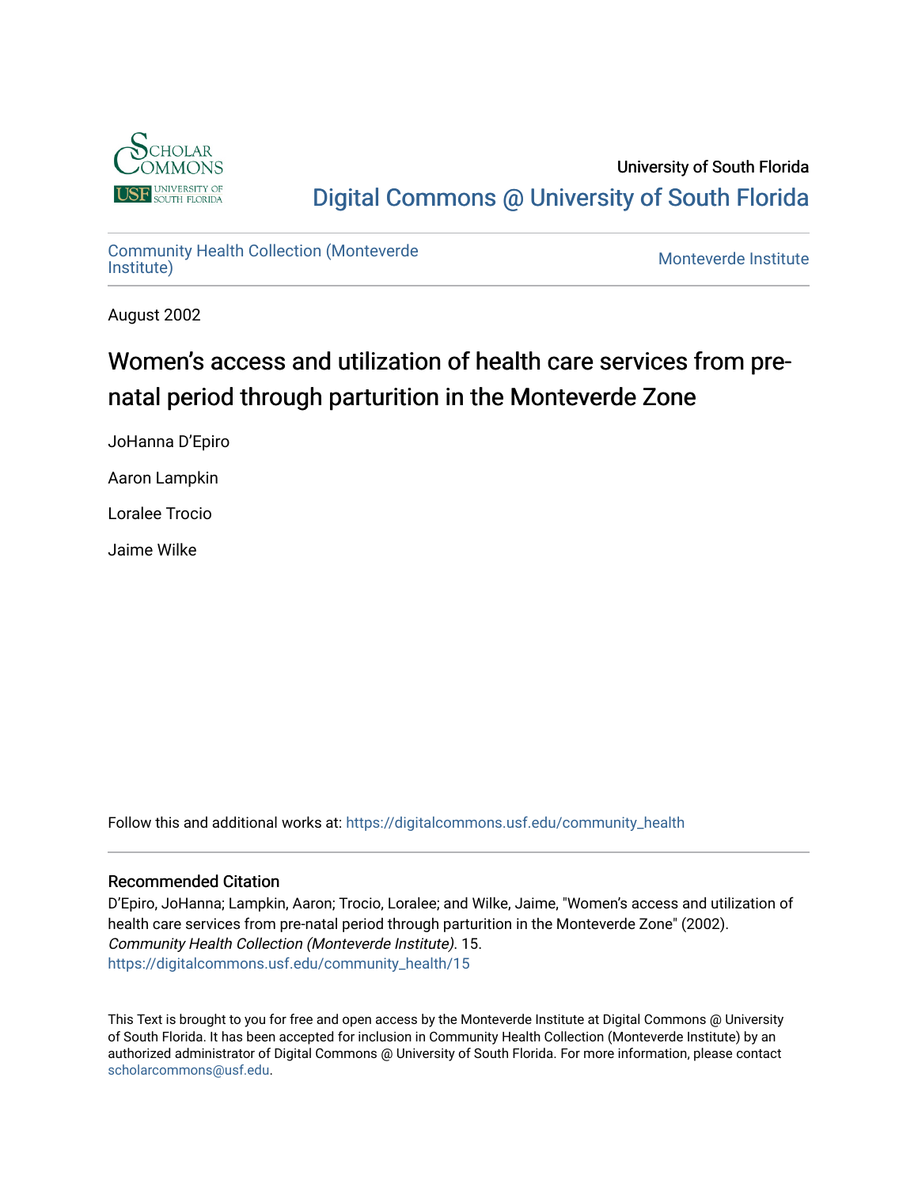University of South Florida

Digital Commons @ University of South Florida

Community Health Collection (Monteverde Institute)

Monteverde Institute

August 2002

# Women’s access and utilization of health care services from pre-natal period through parturition in the Monteverde Zone

JoHanna D’Epiro

Aaron Lampkin

Loralee Trocio

Jaime Wilke

Follow this and additional works at: https://digitalcommons.usf.edu/community_health

## Recommended Citation

D’Epiro, JoHanna; Lampkin, Aaron; Trocio, Loralee; and Wilke, Jaime, "Women’s access and utilization of health care services from pre-natal period through parturition in the Monteverde Zone" (2002). *Community Health Collection (Monteverde Institute)*. 15.
https://digitalcommons.usf.edu/community_health/15

This Text is brought to you for free and open access by the Monteverde Institute at Digital Commons @ University of South Florida. It has been accepted for inclusion in Community Health Collection (Monteverde Institute) by an authorized administrator of Digital Commons @ University of South Florida. For more information, please contact scholarcommons@usf.edu.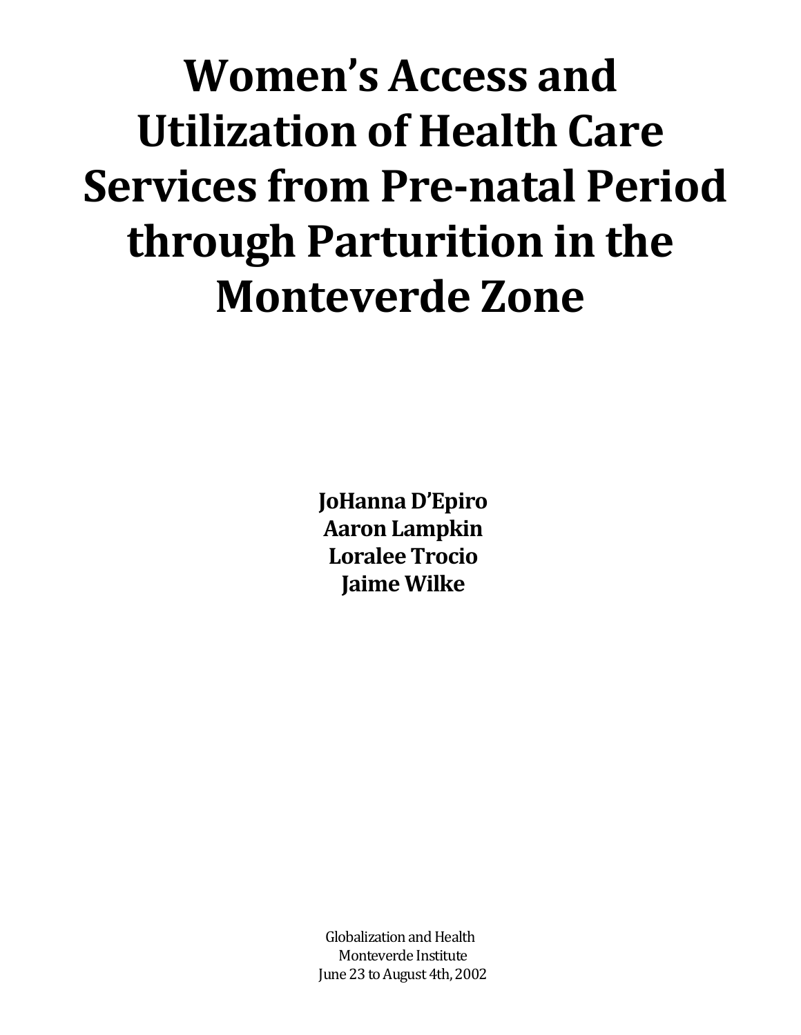# Women's Access and Utilization of Health Care Services from Pre-natal Period through Parturition in the Monteverde Zone

**JoHanna D'Epiro**
**Aaron Lampkin**
**Loralee Trocio**
**Jaime Wilke**

Globalization and Health
Monteverde Institute
June 23 to August 4th, 2002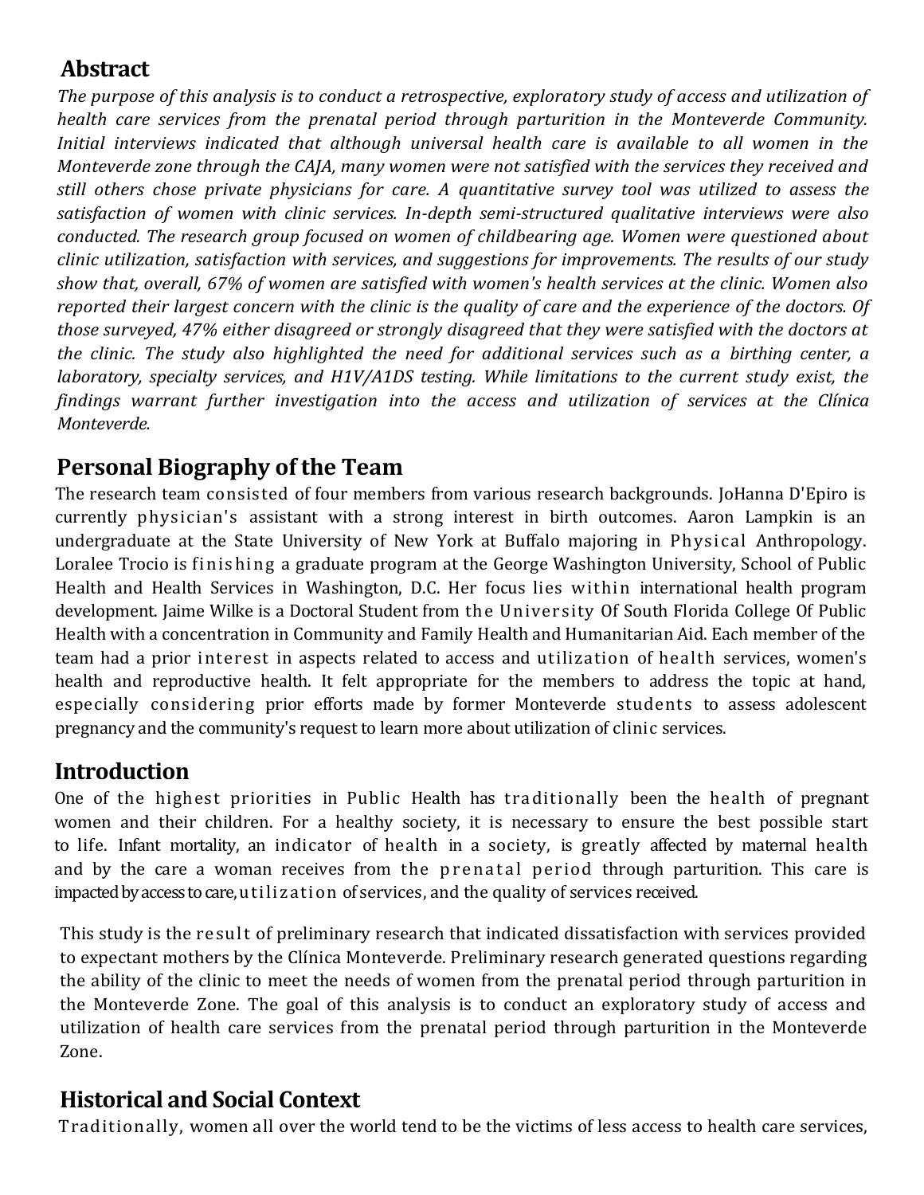## Abstract

*The purpose of this analysis is to conduct a retrospective, exploratory study of access and utilization of health care services from the prenatal period through parturition in the Monteverde Community. Initial interviews indicated that although universal health care is available to all women in the Monteverde zone through the CAJA, many women were not satisfied with the services they received and still others chose private physicians for care. A quantitative survey tool was utilized to assess the satisfaction of women with clinic services. In-depth semi-structured qualitative interviews were also conducted. The research group focused on women of childbearing age. Women were questioned about clinic utilization, satisfaction with services, and suggestions for improvements. The results of our study show that, overall, 67% of women are satisfied with women's health services at the clinic. Women also reported their largest concern with the clinic is the quality of care and the experience of the doctors. Of those surveyed, 47% either disagreed or strongly disagreed that they were satisfied with the doctors at the clinic. The study also highlighted the need for additional services such as a birthing center, a laboratory, specialty services, and H1V/A1DS testing. While limitations to the current study exist, the findings warrant further investigation into the access and utilization of services at the Clínica Monteverde.*

## Personal Biography of the Team

The research team consisted of four members from various research backgrounds. JoHanna D'Epiro is currently physician's assistant with a strong interest in birth outcomes. Aaron Lampkin is an undergraduate at the State University of New York at Buffalo majoring in Physical Anthropology. Loralee Trocio is finishing a graduate program at the George Washington University, School of Public Health and Health Services in Washington, D.C. Her focus lies within international health program development. Jaime Wilke is a Doctoral Student from the University Of South Florida College Of Public Health with a concentration in Community and Family Health and Humanitarian Aid. Each member of the team had a prior interest in aspects related to access and utilization of health services, women's health and reproductive health. It felt appropriate for the members to address the topic at hand, especially considering prior efforts made by former Monteverde students to assess adolescent pregnancy and the community's request to learn more about utilization of clinic services.

## Introduction

One of the highest priorities in Public Health has traditionally been the health of pregnant women and their children. For a healthy society, it is necessary to ensure the best possible start to life. Infant mortality, an indicator of health in a society, is greatly affected by maternal health and by the care a woman receives from the prenatal period through parturition. This care is impacted by access to care, utilization of services, and the quality of services received.

This study is the result of preliminary research that indicated dissatisfaction with services provided to expectant mothers by the Clínica Monteverde. Preliminary research generated questions regarding the ability of the clinic to meet the needs of women from the prenatal period through parturition in the Monteverde Zone. The goal of this analysis is to conduct an exploratory study of access and utilization of health care services from the prenatal period through parturition in the Monteverde Zone.

## Historical and Social Context

Traditionally, women all over the world tend to be the victims of less access to health care services,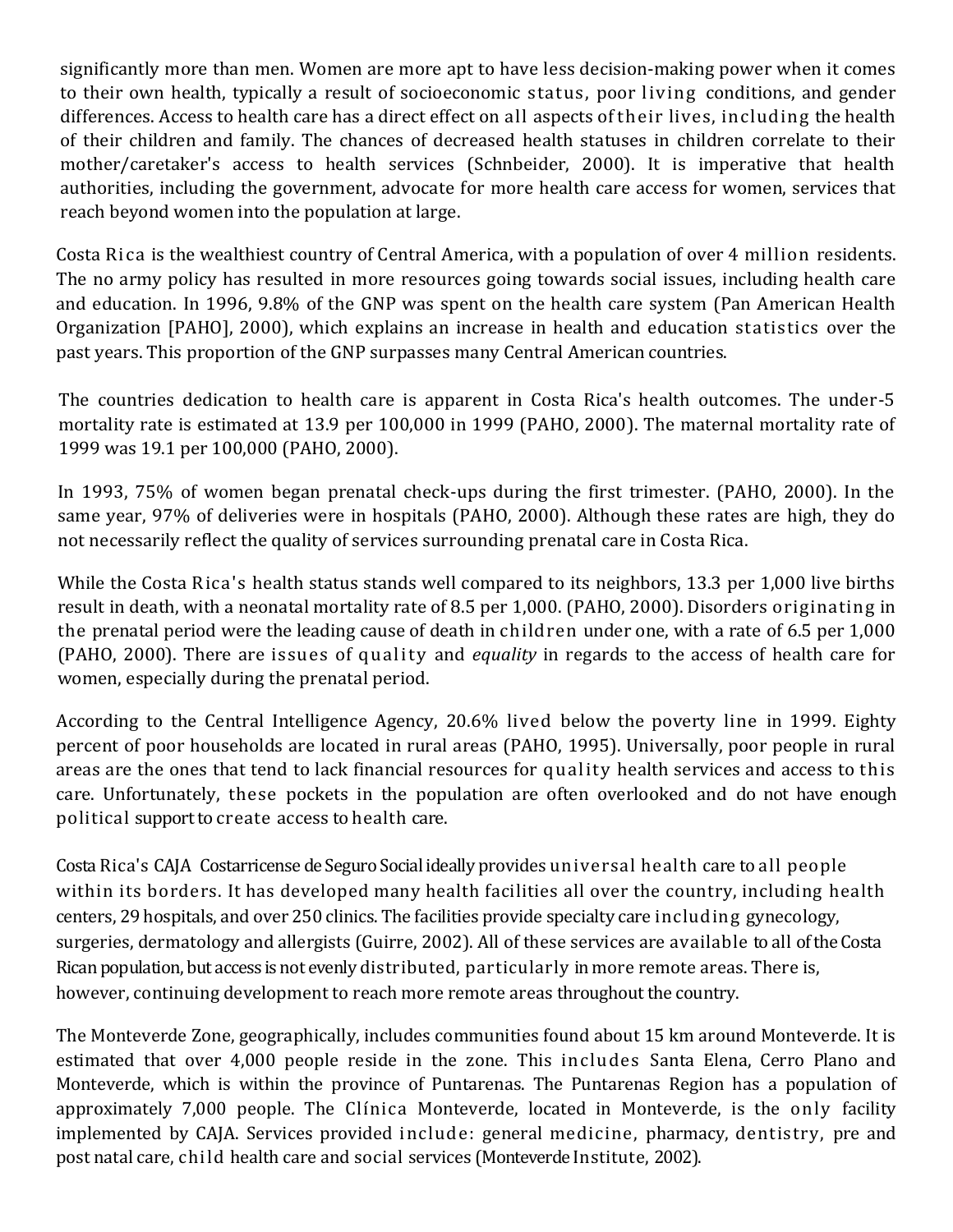significantly more than men. Women are more apt to have less decision-making power when it comes to their own health, typically a result of socioeconomic status, poor living conditions, and gender differences. Access to health care has a direct effect on all aspects of their lives, including the health of their children and family. The chances of decreased health statuses in children correlate to their mother/caretaker's access to health services (Schnbeider, 2000). It is imperative that health authorities, including the government, advocate for more health care access for women, services that reach beyond women into the population at large.

Costa Rica is the wealthiest country of Central America, with a population of over 4 million residents. The no army policy has resulted in more resources going towards social issues, including health care and education. In 1996, 9.8% of the GNP was spent on the health care system (Pan American Health Organization [PAHO], 2000), which explains an increase in health and education statistics over the past years. This proportion of the GNP surpasses many Central American countries.

The countries dedication to health care is apparent in Costa Rica's health outcomes. The under-5 mortality rate is estimated at 13.9 per 100,000 in 1999 (PAHO, 2000). The maternal mortality rate of 1999 was 19.1 per 100,000 (PAHO, 2000).

In 1993, 75% of women began prenatal check-ups during the first trimester. (PAHO, 2000). In the same year, 97% of deliveries were in hospitals (PAHO, 2000). Although these rates are high, they do not necessarily reflect the quality of services surrounding prenatal care in Costa Rica.

While the Costa Rica's health status stands well compared to its neighbors, 13.3 per 1,000 live births result in death, with a neonatal mortality rate of 8.5 per 1,000. (PAHO, 2000). Disorders originating in the prenatal period were the leading cause of death in children under one, with a rate of 6.5 per 1,000 (PAHO, 2000). There are issues of quality and *equality* in regards to the access of health care for women, especially during the prenatal period.

According to the Central Intelligence Agency, 20.6% lived below the poverty line in 1999. Eighty percent of poor households are located in rural areas (PAHO, 1995). Universally, poor people in rural areas are the ones that tend to lack financial resources for quality health services and access to this care. Unfortunately, these pockets in the population are often overlooked and do not have enough political support to create access to health care.

Costa Rica's CAJA Costarricense de Seguro Social ideally provides universal health care to all people within its borders. It has developed many health facilities all over the country, including health centers, 29 hospitals, and over 250 clinics. The facilities provide specialty care including gynecology, surgeries, dermatology and allergists (Guirre, 2002). All of these services are available to all of the Costa Rican population, but access is not evenly distributed, particularly in more remote areas. There is, however, continuing development to reach more remote areas throughout the country.

The Monteverde Zone, geographically, includes communities found about 15 km around Monteverde. It is estimated that over 4,000 people reside in the zone. This includes Santa Elena, Cerro Plano and Monteverde, which is within the province of Puntarenas. The Puntarenas Region has a population of approximately 7,000 people. The Clínica Monteverde, located in Monteverde, is the only facility implemented by CAJA. Services provided include: general medicine, pharmacy, dentistry, pre and post natal care, child health care and social services (Monteverde Institute, 2002).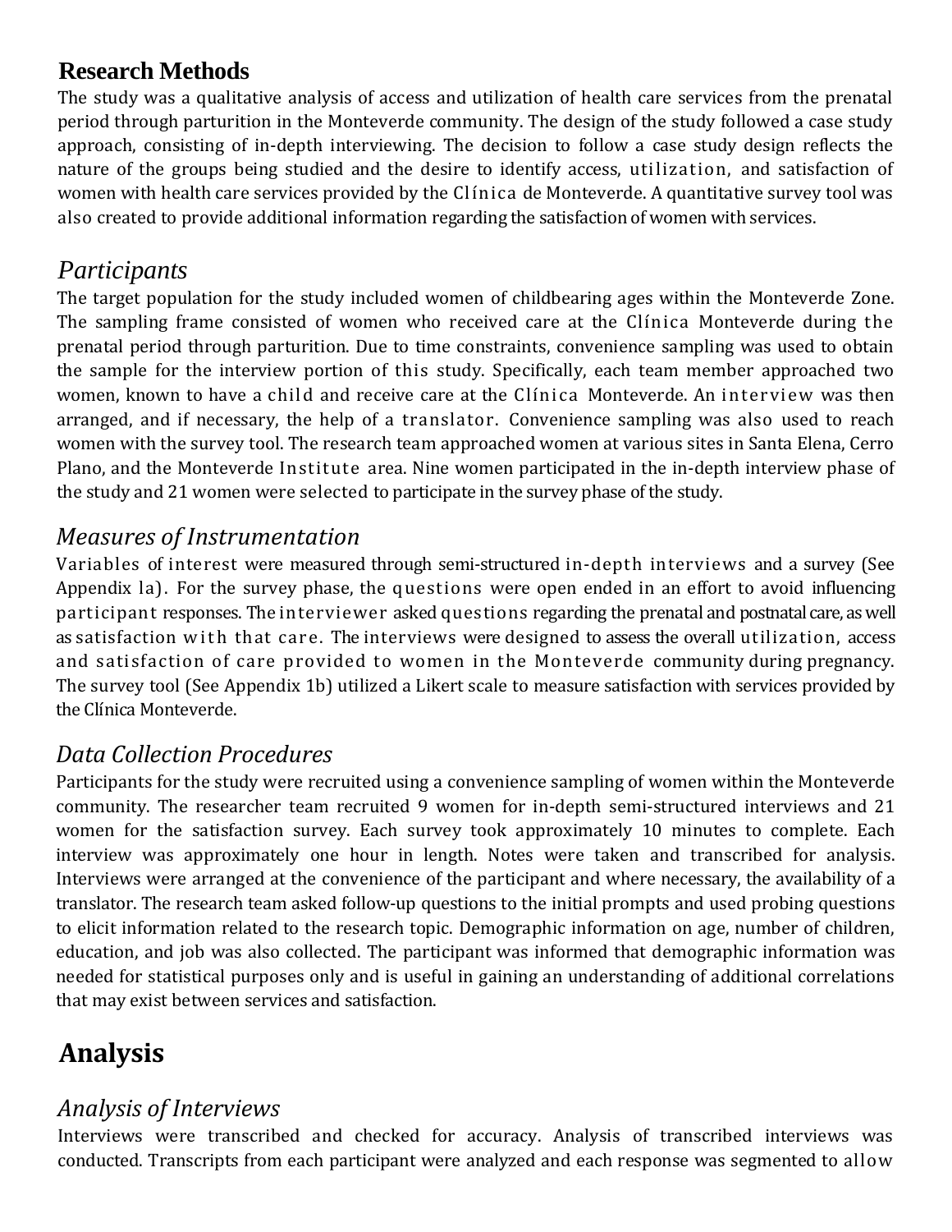## Research Methods

The study was a qualitative analysis of access and utilization of health care services from the prenatal period through parturition in the Monteverde community. The design of the study followed a case study approach, consisting of in-depth interviewing. The decision to follow a case study design reflects the nature of the groups being studied and the desire to identify access, utilization, and satisfaction of women with health care services provided by the Clínica de Monteverde. A quantitative survey tool was also created to provide additional information regarding the satisfaction of women with services.

### *Participants*

The target population for the study included women of childbearing ages within the Monteverde Zone. The sampling frame consisted of women who received care at the Clínica Monteverde during the prenatal period through parturition. Due to time constraints, convenience sampling was used to obtain the sample for the interview portion of this study. Specifically, each team member approached two women, known to have a child and receive care at the Clínica Monteverde. An interview was then arranged, and if necessary, the help of a translator. Convenience sampling was also used to reach women with the survey tool. The research team approached women at various sites in Santa Elena, Cerro Plano, and the Monteverde Institute area. Nine women participated in the in-depth interview phase of the study and 21 women were selected to participate in the survey phase of the study.

### *Measures of Instrumentation*

Variables of interest were measured through semi-structured in-depth interviews and a survey (See Appendix la). For the survey phase, the questions were open ended in an effort to avoid influencing participant responses. The interviewer asked questions regarding the prenatal and postnatal care, as well as satisfaction with that care. The interviews were designed to assess the overall utilization, access and satisfaction of care provided to women in the Monteverde community during pregnancy. The survey tool (See Appendix 1b) utilized a Likert scale to measure satisfaction with services provided by the Clínica Monteverde.

### *Data Collection Procedures*

Participants for the study were recruited using a convenience sampling of women within the Monteverde community. The researcher team recruited 9 women for in-depth semi-structured interviews and 21 women for the satisfaction survey. Each survey took approximately 10 minutes to complete. Each interview was approximately one hour in length. Notes were taken and transcribed for analysis. Interviews were arranged at the convenience of the participant and where necessary, the availability of a translator. The research team asked follow-up questions to the initial prompts and used probing questions to elicit information related to the research topic. Demographic information on age, number of children, education, and job was also collected. The participant was informed that demographic information was needed for statistical purposes only and is useful in gaining an understanding of additional correlations that may exist between services and satisfaction.

## Analysis

### *Analysis of Interviews*

Interviews were transcribed and checked for accuracy. Analysis of transcribed interviews was conducted. Transcripts from each participant were analyzed and each response was segmented to allow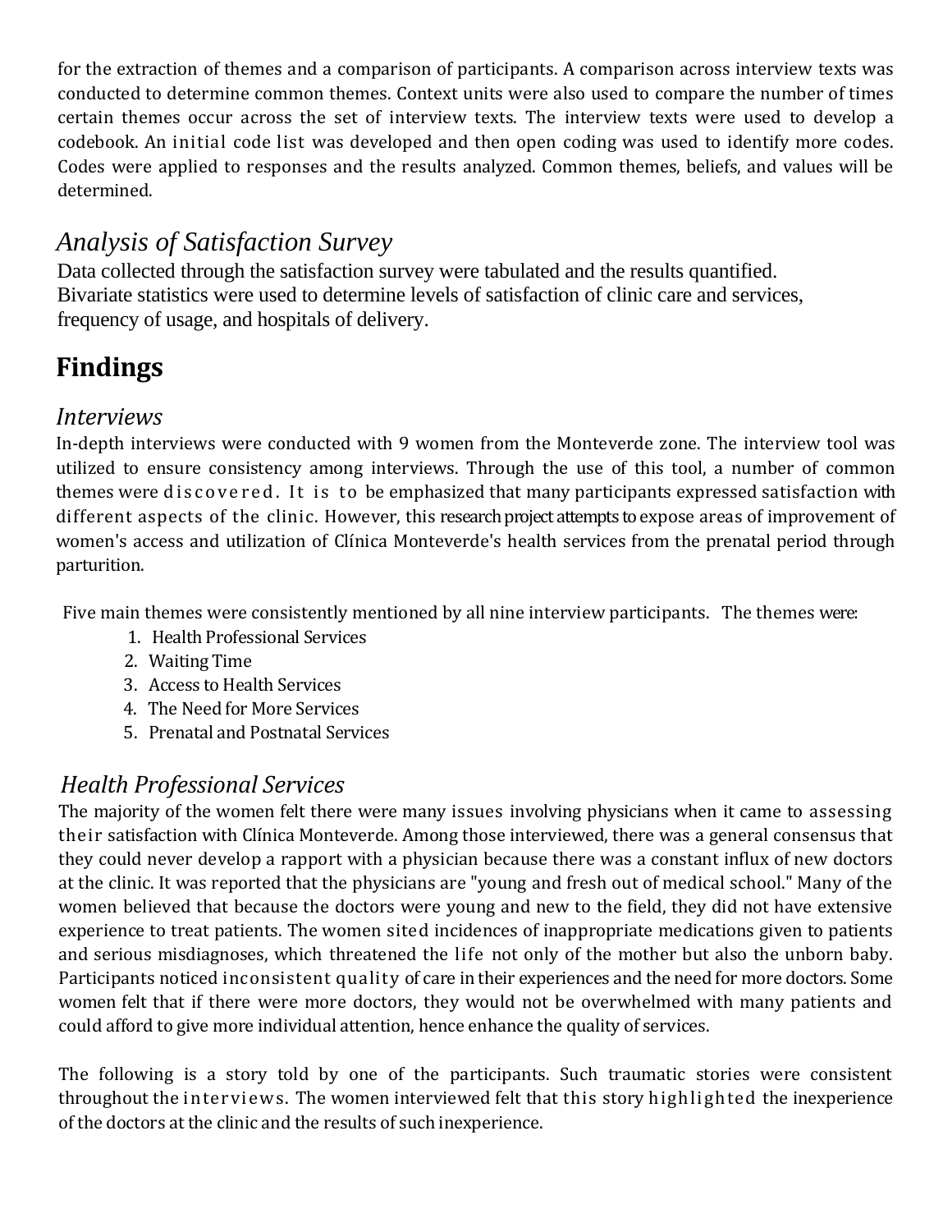for the extraction of themes and a comparison of participants. A comparison across interview texts was conducted to determine common themes. Context units were also used to compare the number of times certain themes occur across the set of interview texts. The interview texts were used to develop a codebook. An initial code list was developed and then open coding was used to identify more codes. Codes were applied to responses and the results analyzed. Common themes, beliefs, and values will be determined.

## *Analysis of Satisfaction Survey*

Data collected through the satisfaction survey were tabulated and the results quantified. Bivariate statistics were used to determine levels of satisfaction of clinic care and services, frequency of usage, and hospitals of delivery.

# Findings

## *Interviews*

In-depth interviews were conducted with 9 women from the Monteverde zone. The interview tool was utilized to ensure consistency among interviews. Through the use of this tool, a number of common themes were discovered. It is to be emphasized that many participants expressed satisfaction with different aspects of the clinic. However, this research project attempts to expose areas of improvement of women's access and utilization of Clínica Monteverde's health services from the prenatal period through parturition.

Five main themes were consistently mentioned by all nine interview participants. The themes were:

1. Health Professional Services
2. Waiting Time
3. Access to Health Services
4. The Need for More Services
5. Prenatal and Postnatal Services

## *Health Professional Services*

The majority of the women felt there were many issues involving physicians when it came to assessing their satisfaction with Clínica Monteverde. Among those interviewed, there was a general consensus that they could never develop a rapport with a physician because there was a constant influx of new doctors at the clinic. It was reported that the physicians are "young and fresh out of medical school." Many of the women believed that because the doctors were young and new to the field, they did not have extensive experience to treat patients. The women sited incidences of inappropriate medications given to patients and serious misdiagnoses, which threatened the life not only of the mother but also the unborn baby. Participants noticed inconsistent quality of care in their experiences and the need for more doctors. Some women felt that if there were more doctors, they would not be overwhelmed with many patients and could afford to give more individual attention, hence enhance the quality of services.

The following is a story told by one of the participants. Such traumatic stories were consistent throughout the interviews. The women interviewed felt that this story highlighted the inexperience of the doctors at the clinic and the results of such inexperience.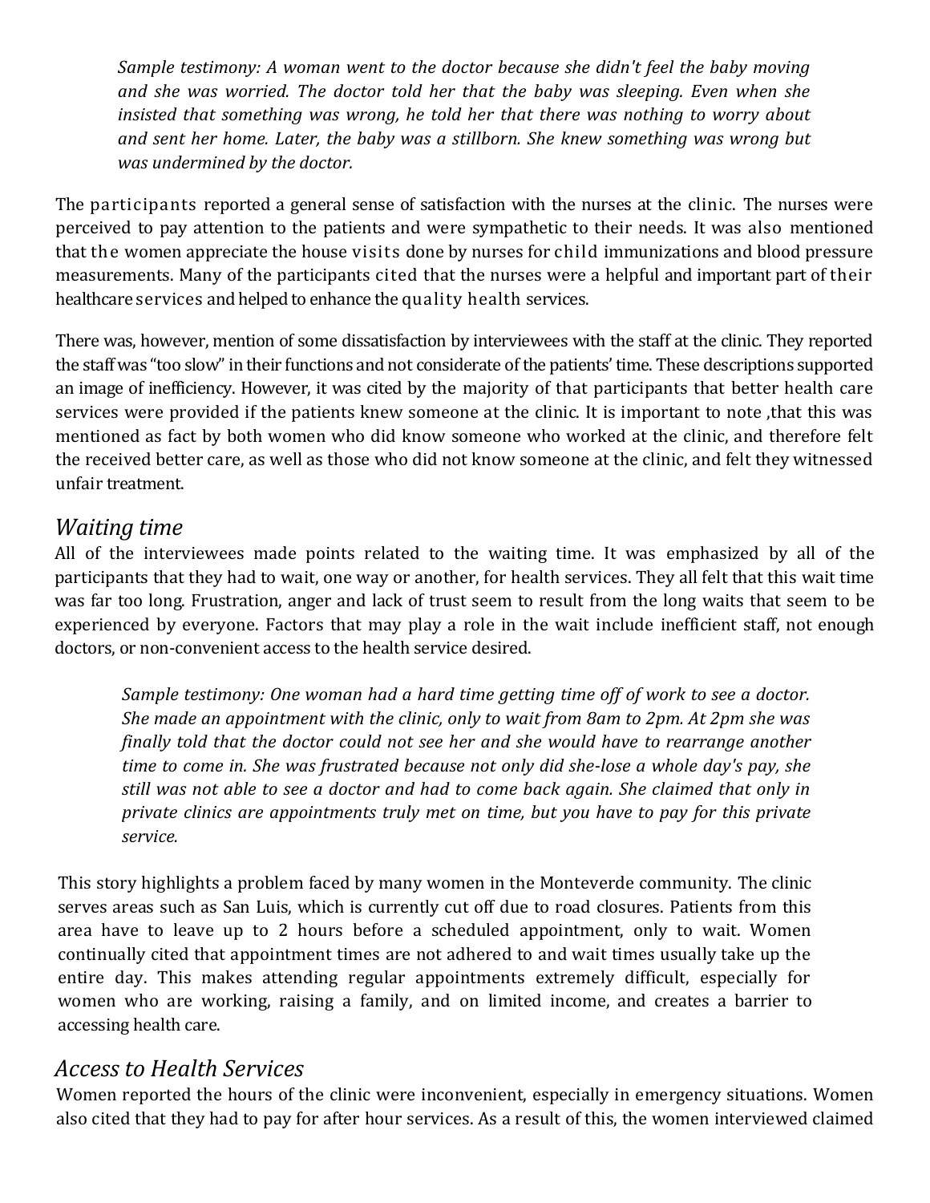*Sample testimony: A woman went to the doctor because she didn't feel the baby moving and she was worried. The doctor told her that the baby was sleeping. Even when she insisted that something was wrong, he told her that there was nothing to worry about and sent her home. Later, the baby was a stillborn. She knew something was wrong but was undermined by the doctor.*

The participants reported a general sense of satisfaction with the nurses at the clinic. The nurses were perceived to pay attention to the patients and were sympathetic to their needs. It was also mentioned that the women appreciate the house visits done by nurses for child immunizations and blood pressure measurements. Many of the participants cited that the nurses were a helpful and important part of their healthcare services and helped to enhance the quality health services.

There was, however, mention of some dissatisfaction by interviewees with the staff at the clinic. They reported the staff was "too slow" in their functions and not considerate of the patients' time. These descriptions supported an image of inefficiency. However, it was cited by the majority of that participants that better health care services were provided if the patients knew someone at the clinic. It is important to note ,that this was mentioned as fact by both women who did know someone who worked at the clinic, and therefore felt the received better care, as well as those who did not know someone at the clinic, and felt they witnessed unfair treatment.

## *Waiting time*

All of the interviewees made points related to the waiting time. It was emphasized by all of the participants that they had to wait, one way or another, for health services. They all felt that this wait time was far too long. Frustration, anger and lack of trust seem to result from the long waits that seem to be experienced by everyone. Factors that may play a role in the wait include inefficient staff, not enough doctors, or non-convenient access to the health service desired.

*Sample testimony: One woman had a hard time getting time off of work to see a doctor. She made an appointment with the clinic, only to wait from 8am to 2pm. At 2pm she was finally told that the doctor could not see her and she would have to rearrange another time to come in. She was frustrated because not only did she-lose a whole day's pay, she still was not able to see a doctor and had to come back again. She claimed that only in private clinics are appointments truly met on time, but you have to pay for this private service.*

This story highlights a problem faced by many women in the Monteverde community. The clinic serves areas such as San Luis, which is currently cut off due to road closures. Patients from this area have to leave up to 2 hours before a scheduled appointment, only to wait. Women continually cited that appointment times are not adhered to and wait times usually take up the entire day. This makes attending regular appointments extremely difficult, especially for women who are working, raising a family, and on limited income, and creates a barrier to accessing health care.

## *Access to Health Services*

Women reported the hours of the clinic were inconvenient, especially in emergency situations. Women also cited that they had to pay for after hour services. As a result of this, the women interviewed claimed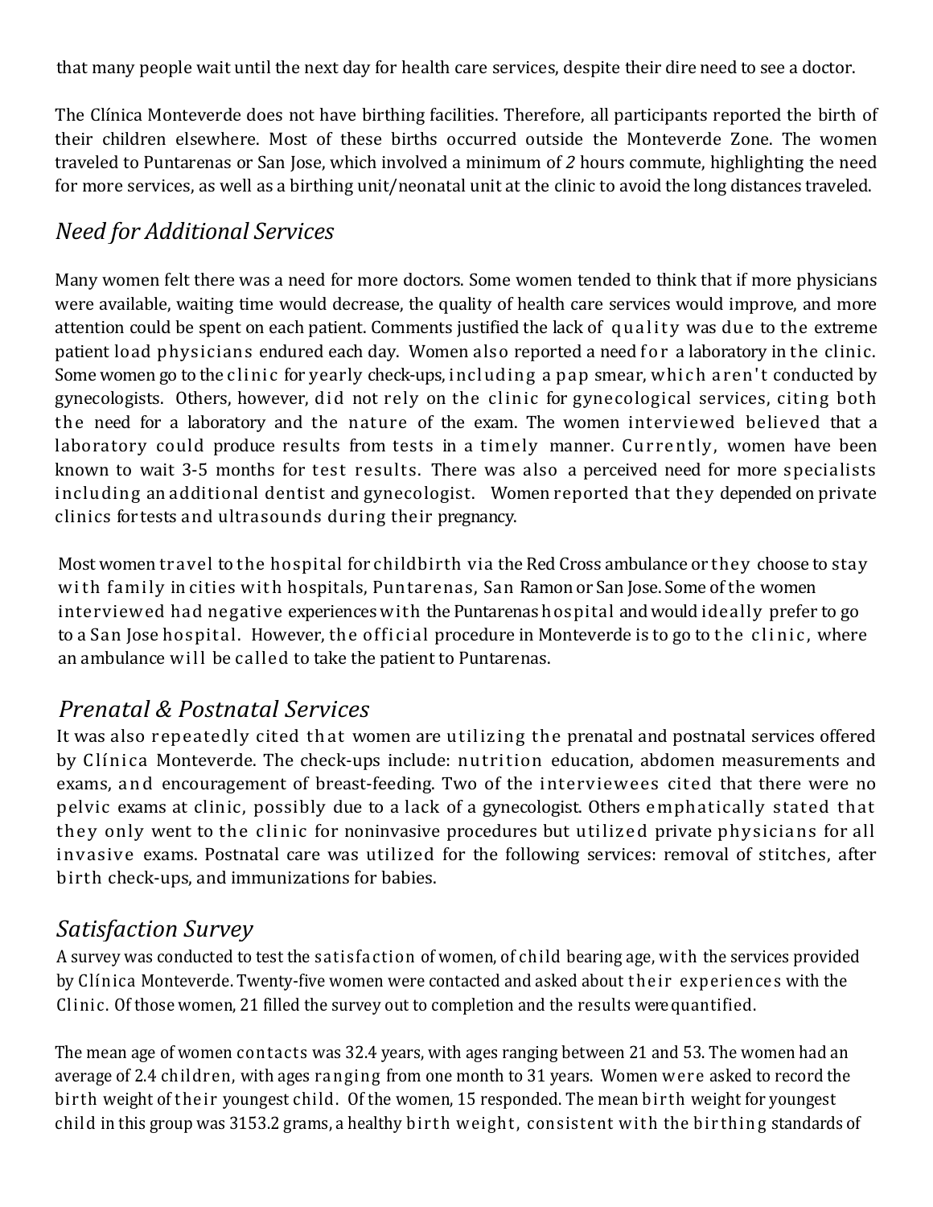that many people wait until the next day for health care services, despite their dire need to see a doctor.

The Clínica Monteverde does not have birthing facilities. Therefore, all participants reported the birth of their children elsewhere. Most of these births occurred outside the Monteverde Zone. The women traveled to Puntarenas or San Jose, which involved a minimum of *2* hours commute, highlighting the need for more services, as well as a birthing unit/neonatal unit at the clinic to avoid the long distances traveled.

## *Need for Additional Services*

Many women felt there was a need for more doctors. Some women tended to think that if more physicians were available, waiting time would decrease, the quality of health care services would improve, and more attention could be spent on each patient. Comments justified the lack of quality was due to the extreme patient load physicians endured each day. Women also reported a need for a laboratory in the clinic. Some women go to the clinic for yearly check-ups, including a pap smear, which aren't conducted by gynecologists. Others, however, did not rely on the clinic for gynecological services, citing both the need for a laboratory and the nature of the exam. The women interviewed believed that a laboratory could produce results from tests in a timely manner. Currently, women have been known to wait 3-5 months for test results. There was also a perceived need for more specialists including an additional dentist and gynecologist. Women reported that they depended on private clinics for tests and ultrasounds during their pregnancy.

Most women travel to the hospital for childbirth via the Red Cross ambulance or they choose to stay with family in cities with hospitals, Puntarenas, San Ramon or San Jose. Some of the women interviewed had negative experiences with the Puntarenas hospital and would ideally prefer to go to a San Jose hospital. However, the official procedure in Monteverde is to go to the clinic, where an ambulance will be called to take the patient to Puntarenas.

## *Prenatal & Postnatal Services*

It was also repeatedly cited that women are utilizing the prenatal and postnatal services offered by Clínica Monteverde. The check-ups include: nutrition education, abdomen measurements and exams, and encouragement of breast-feeding. Two of the interviewees cited that there were no pelvic exams at clinic, possibly due to a lack of a gynecologist. Others emphatically stated that they only went to the clinic for noninvasive procedures but utilized private physicians for all invasive exams. Postnatal care was utilized for the following services: removal of stitches, after birth check-ups, and immunizations for babies.

## *Satisfaction Survey*

A survey was conducted to test the satisfaction of women, of child bearing age, with the services provided by Clínica Monteverde. Twenty-five women were contacted and asked about their experiences with the Clinic. Of those women, 21 filled the survey out to completion and the results were quantified.

The mean age of women contacts was 32.4 years, with ages ranging between 21 and 53. The women had an average of 2.4 children, with ages ranging from one month to 31 years. Women were asked to record the birth weight of their youngest child. Of the women, 15 responded. The mean birth weight for youngest child in this group was 3153.2 grams, a healthy birth weight, consistent with the birthing standards of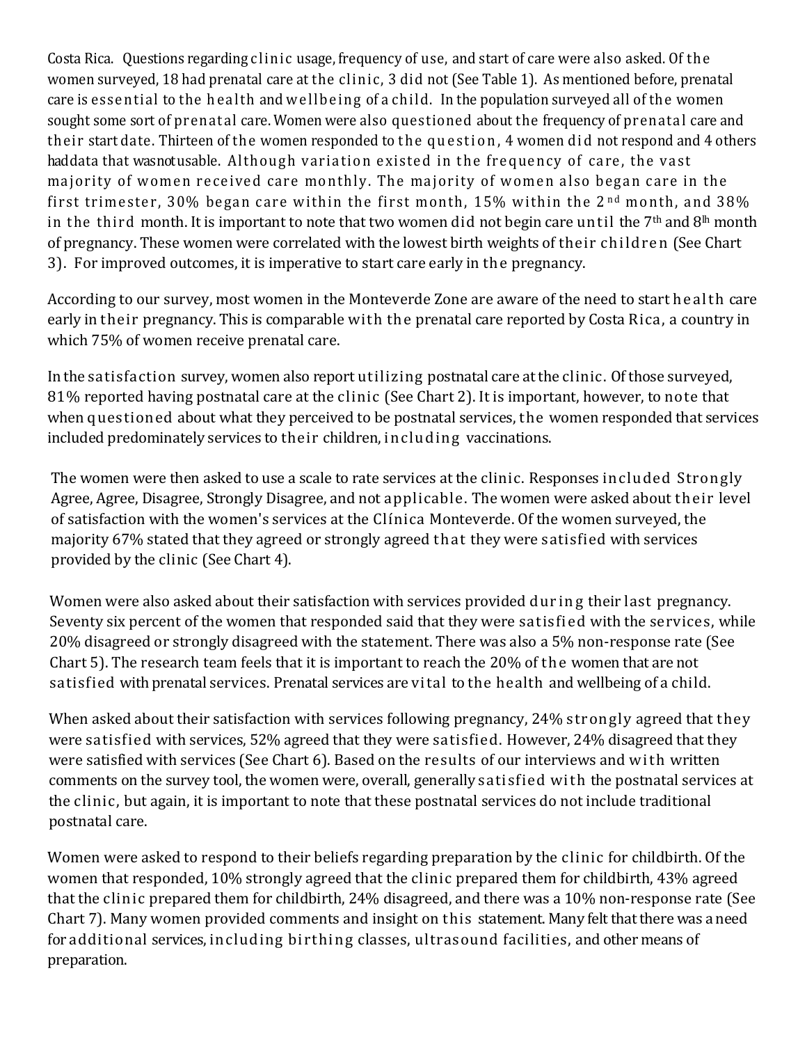Costa Rica. Questions regarding clinic usage, frequency of use, and start of care were also asked. Of the women surveyed, 18 had prenatal care at the clinic, 3 did not (See Table 1). As mentioned before, prenatal care is essential to the health and wellbeing of a child. In the population surveyed all of the women sought some sort of prenatal care. Women were also questioned about the frequency of prenatal care and their start date. Thirteen of the women responded to the question, 4 women did not respond and 4 others haddata that wasnotusable. Although variation existed in the frequency of care, the vast majority of women received care monthly. The majority of women also began care in the first trimester, 30% began care within the first month, 15% within the 2nd month, and 38% in the third month. It is important to note that two women did not begin care until the 7th and 8th month of pregnancy. These women were correlated with the lowest birth weights of their children (See Chart 3). For improved outcomes, it is imperative to start care early in the pregnancy.

According to our survey, most women in the Monteverde Zone are aware of the need to start health care early in their pregnancy. This is comparable with the prenatal care reported by Costa Rica, a country in which 75% of women receive prenatal care.

In the satisfaction survey, women also report utilizing postnatal care at the clinic. Of those surveyed, 81% reported having postnatal care at the clinic (See Chart 2). It is important, however, to note that when questioned about what they perceived to be postnatal services, the women responded that services included predominately services to their children, including vaccinations.

The women were then asked to use a scale to rate services at the clinic. Responses included Strongly Agree, Agree, Disagree, Strongly Disagree, and not applicable. The women were asked about their level of satisfaction with the women's services at the Clínica Monteverde. Of the women surveyed, the majority 67% stated that they agreed or strongly agreed that they were satisfied with services provided by the clinic (See Chart 4).

Women were also asked about their satisfaction with services provided during their last pregnancy. Seventy six percent of the women that responded said that they were satisfied with the services, while 20% disagreed or strongly disagreed with the statement. There was also a 5% non-response rate (See Chart 5). The research team feels that it is important to reach the 20% of the women that are not satisfied with prenatal services. Prenatal services are vital to the health and wellbeing of a child.

When asked about their satisfaction with services following pregnancy, 24% strongly agreed that they were satisfied with services, 52% agreed that they were satisfied. However, 24% disagreed that they were satisfied with services (See Chart 6). Based on the results of our interviews and with written comments on the survey tool, the women were, overall, generally satisfied with the postnatal services at the clinic, but again, it is important to note that these postnatal services do not include traditional postnatal care.

Women were asked to respond to their beliefs regarding preparation by the clinic for childbirth. Of the women that responded, 10% strongly agreed that the clinic prepared them for childbirth, 43% agreed that the clinic prepared them for childbirth, 24% disagreed, and there was a 10% non-response rate (See Chart 7). Many women provided comments and insight on this statement. Many felt that there was a need for additional services, including birthing classes, ultrasound facilities, and other means of preparation.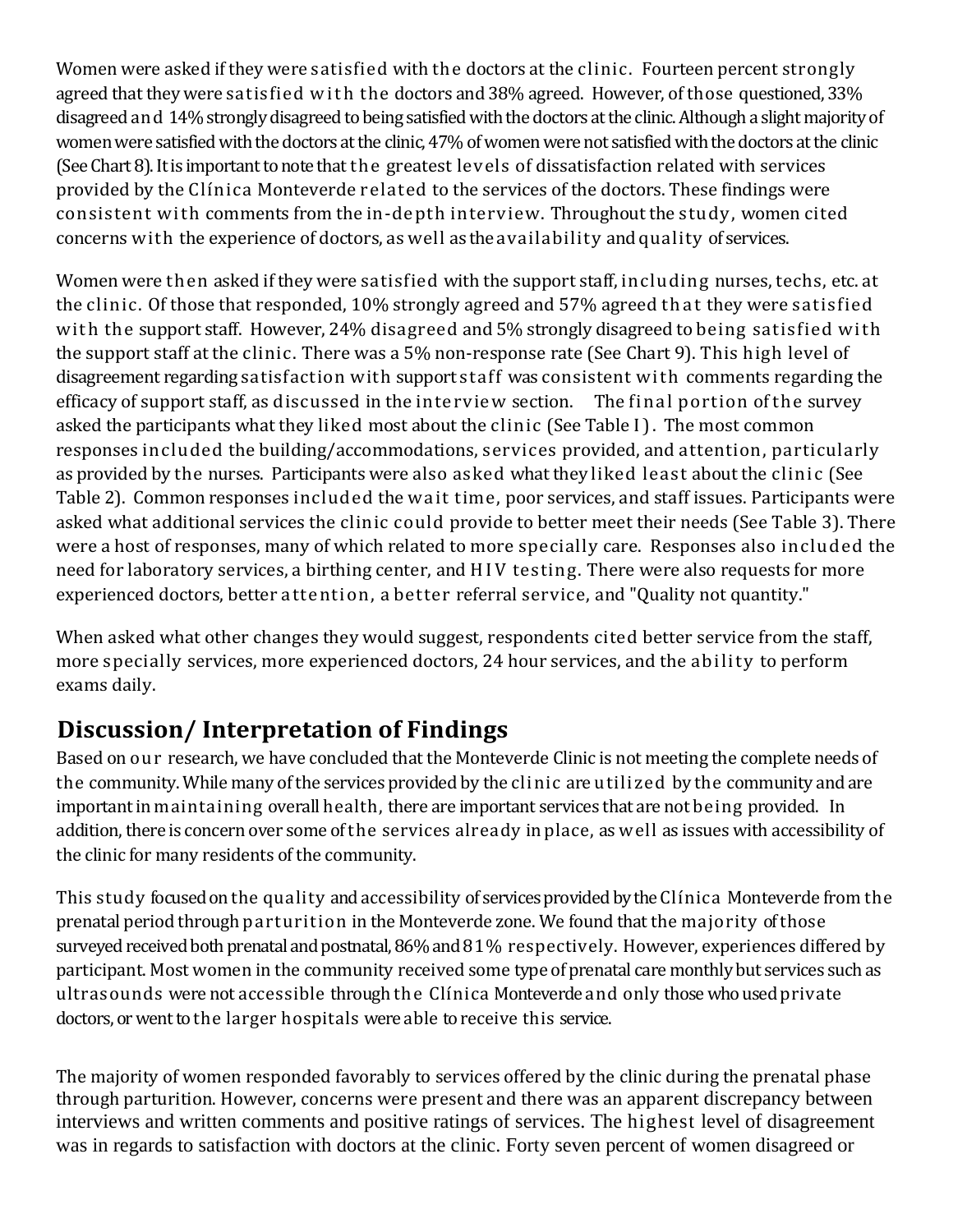Women were asked if they were satisfied with the doctors at the clinic. Fourteen percent strongly agreed that they were satisfied with the doctors and 38% agreed. However, of those questioned, 33% disagreed and 14% strongly disagreed to being satisfied with the doctors at the clinic. Although a slight majority of women were satisfied with the doctors at the clinic, 47% of women were not satisfied with the doctors at the clinic (See Chart 8). It is important to note that the greatest levels of dissatisfaction related with services provided by the Clínica Monteverde related to the services of the doctors. These findings were consistent with comments from the in-depth interview. Throughout the study, women cited concerns with the experience of doctors, as well as the availability and quality of services.

Women were then asked if they were satisfied with the support staff, including nurses, techs, etc. at the clinic. Of those that responded, 10% strongly agreed and 57% agreed that they were satisfied with the support staff. However, 24% disagreed and 5% strongly disagreed to being satisfied with the support staff at the clinic. There was a 5% non-response rate (See Chart 9). This high level of disagreement regarding satisfaction with support staff was consistent with comments regarding the efficacy of support staff, as discussed in the interview section. The final portion of the survey asked the participants what they liked most about the clinic (See Table I). The most common responses included the building/accommodations, services provided, and attention, particularly as provided by the nurses. Participants were also asked what they liked least about the clinic (See Table 2). Common responses included the wait time, poor services, and staff issues. Participants were asked what additional services the clinic could provide to better meet their needs (See Table 3). There were a host of responses, many of which related to more specially care. Responses also included the need for laboratory services, a birthing center, and HIV testing. There were also requests for more experienced doctors, better attention, a better referral service, and "Quality not quantity."

When asked what other changes they would suggest, respondents cited better service from the staff, more specially services, more experienced doctors, 24 hour services, and the ability to perform exams daily.

## Discussion/ Interpretation of Findings

Based on our research, we have concluded that the Monteverde Clinic is not meeting the complete needs of the community. While many of the services provided by the clinic are utilized by the community and are important in maintaining overall health, there are important services that are not being provided. In addition, there is concern over some of the services already in place, as well as issues with accessibility of the clinic for many residents of the community.

This study focused on the quality and accessibility of services provided by the Clínica Monteverde from the prenatal period through parturition in the Monteverde zone. We found that the majority of those surveyed received both prenatal and postnatal, 86% and 81% respectively. However, experiences differed by participant. Most women in the community received some type of prenatal care monthly but services such as ultrasounds were not accessible through the Clínica Monteverde and only those who used private doctors, or went to the larger hospitals were able to receive this service.

The majority of women responded favorably to services offered by the clinic during the prenatal phase through parturition. However, concerns were present and there was an apparent discrepancy between interviews and written comments and positive ratings of services. The highest level of disagreement was in regards to satisfaction with doctors at the clinic. Forty seven percent of women disagreed or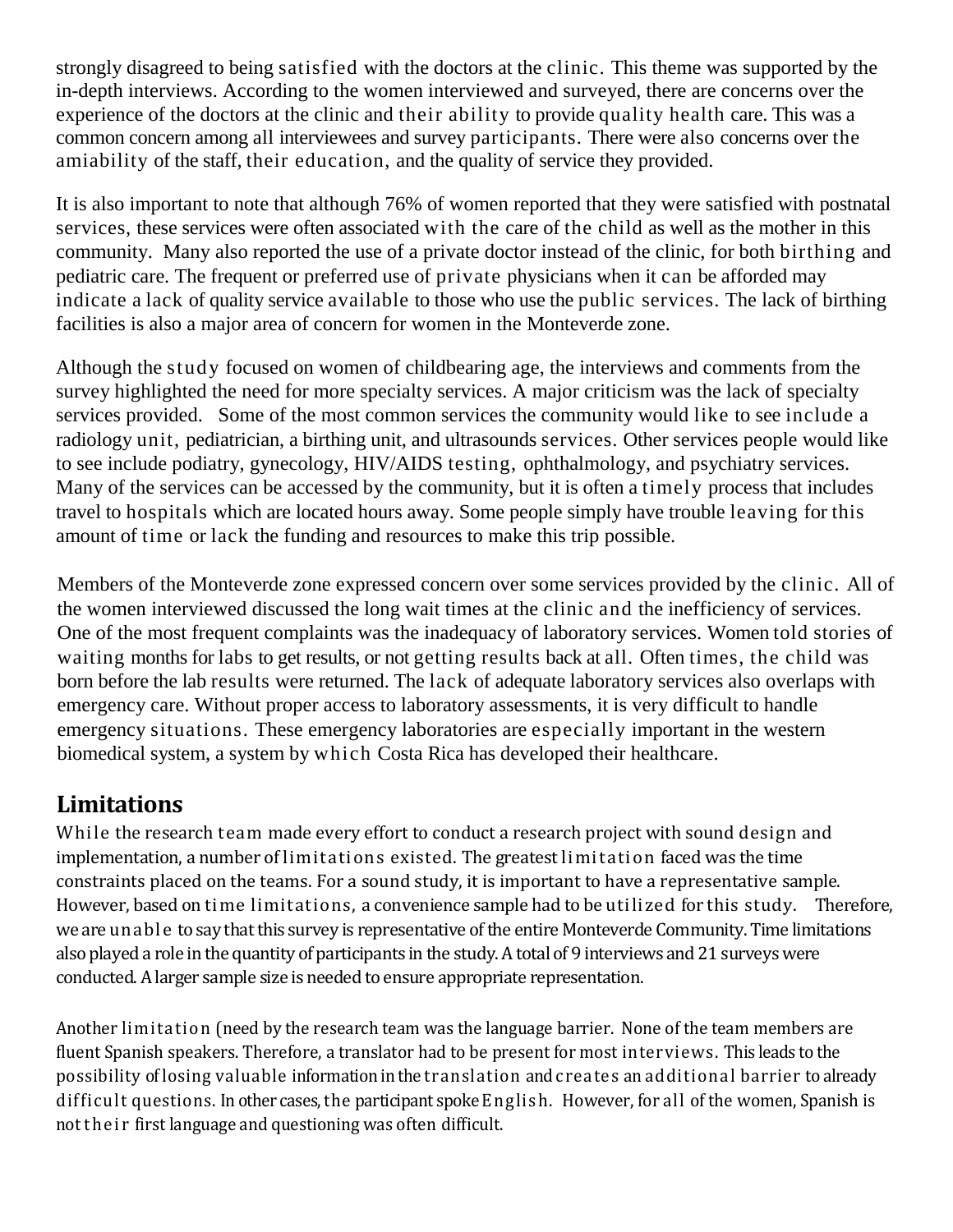strongly disagreed to being satisfied with the doctors at the clinic. This theme was supported by the in-depth interviews. According to the women interviewed and surveyed, there are concerns over the experience of the doctors at the clinic and their ability to provide quality health care. This was a common concern among all interviewees and survey participants. There were also concerns over the amiability of the staff, their education, and the quality of service they provided.

It is also important to note that although 76% of women reported that they were satisfied with postnatal services, these services were often associated with the care of the child as well as the mother in this community. Many also reported the use of a private doctor instead of the clinic, for both birthing and pediatric care. The frequent or preferred use of private physicians when it can be afforded may indicate a lack of quality service available to those who use the public services. The lack of birthing facilities is also a major area of concern for women in the Monteverde zone.

Although the study focused on women of childbearing age, the interviews and comments from the survey highlighted the need for more specialty services. A major criticism was the lack of specialty services provided. Some of the most common services the community would like to see include a radiology unit, pediatrician, a birthing unit, and ultrasounds services. Other services people would like to see include podiatry, gynecology, HIV/AIDS testing, ophthalmology, and psychiatry services. Many of the services can be accessed by the community, but it is often a timely process that includes travel to hospitals which are located hours away. Some people simply have trouble leaving for this amount of time or lack the funding and resources to make this trip possible.

Members of the Monteverde zone expressed concern over some services provided by the clinic. All of the women interviewed discussed the long wait times at the clinic and the inefficiency of services. One of the most frequent complaints was the inadequacy of laboratory services. Women told stories of waiting months for labs to get results, or not getting results back at all. Often times, the child was born before the lab results were returned. The lack of adequate laboratory services also overlaps with emergency care. Without proper access to laboratory assessments, it is very difficult to handle emergency situations. These emergency laboratories are especially important in the western biomedical system, a system by which Costa Rica has developed their healthcare.

## Limitations

While the research team made every effort to conduct a research project with sound design and implementation, a number of limitations existed. The greatest limitation faced was the time constraints placed on the teams. For a sound study, it is important to have a representative sample. However, based on time limitations, a convenience sample had to be utilized for this study. Therefore, we are unable to say that this survey is representative of the entire Monteverde Community. Time limitations also played a role in the quantity of participants in the study. A total of 9 interviews and 21 surveys were conducted. A larger sample size is needed to ensure appropriate representation.

Another limitation (need by the research team was the language barrier. None of the team members are fluent Spanish speakers. Therefore, a translator had to be present for most interviews. This leads to the possibility of losing valuable information in the translation and creates an additional barrier to already difficult questions. In other cases, the participant spoke English. However, for all of the women, Spanish is not their first language and questioning was often difficult.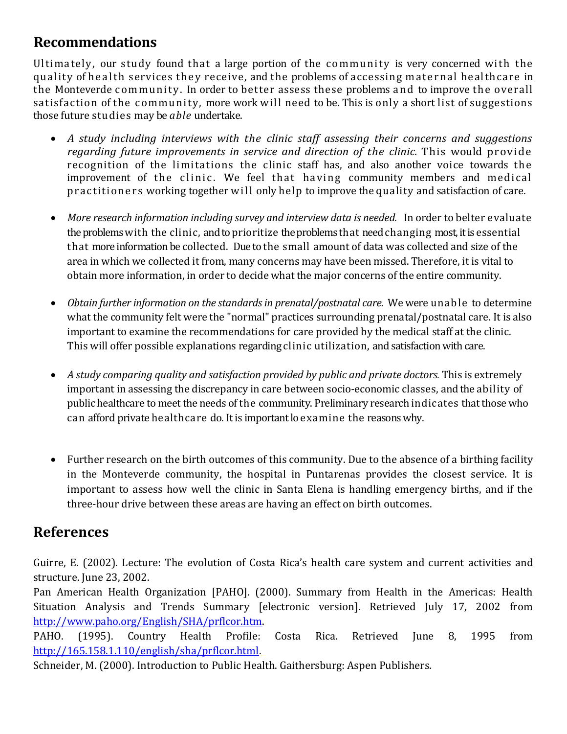## Recommendations

Ultimately, our study found that a large portion of the community is very concerned with the quality of health services they receive, and the problems of accessing maternal healthcare in the Monteverde community. In order to better assess these problems and to improve the overall satisfaction of the community, more work will need to be. This is only a short list of suggestions those future studies may be *able* undertake.

- *A study including interviews with the clinic staff assessing their concerns and suggestions regarding future improvements in service and direction of the clinic.* This would provide recognition of the limitations the clinic staff has, and also another voice towards the improvement of the clinic. We feel that having community members and medical practitioners working together will only help to improve the quality and satisfaction of care.

- *More research information including survey and interview data is needed.* In order to belter evaluate the problems with the clinic, and to prioritize the problems that need changing most, it is essential that more information be collected. Due to the small amount of data was collected and size of the area in which we collected it from, many concerns may have been missed. Therefore, it is vital to obtain more information, in order to decide what the major concerns of the entire community.

- *Obtain further information on the standards in prenatal/postnatal care.* We were unable to determine what the community felt were the "normal" practices surrounding prenatal/postnatal care. It is also important to examine the recommendations for care provided by the medical staff at the clinic. This will offer possible explanations regarding clinic utilization, and satisfaction with care.

- *A study comparing quality and satisfaction provided by public and private doctors.* This is extremely important in assessing the discrepancy in care between socio-economic classes, and the ability of public healthcare to meet the needs of the community. Preliminary research indicates that those who can afford private healthcare do. It is important lo examine the reasons why.

- Further research on the birth outcomes of this community. Due to the absence of a birthing facility in the Monteverde community, the hospital in Puntarenas provides the closest service. It is important to assess how well the clinic in Santa Elena is handling emergency births, and if the three-hour drive between these areas are having an effect on birth outcomes.

## References

Guirre, E. (2002). Lecture: The evolution of Costa Rica's health care system and current activities and structure. June 23, 2002.

Pan American Health Organization [PAHO]. (2000). Summary from Health in the Americas: Health Situation Analysis and Trends Summary [electronic version]. Retrieved July 17, 2002 from http://www.paho.org/English/SHA/prflcor.htm.

PAHO. (1995). Country Health Profile: Costa Rica. Retrieved June 8, 1995 from http://165.158.1.110/english/sha/prflcor.html.

Schneider, M. (2000). Introduction to Public Health. Gaithersburg: Aspen Publishers.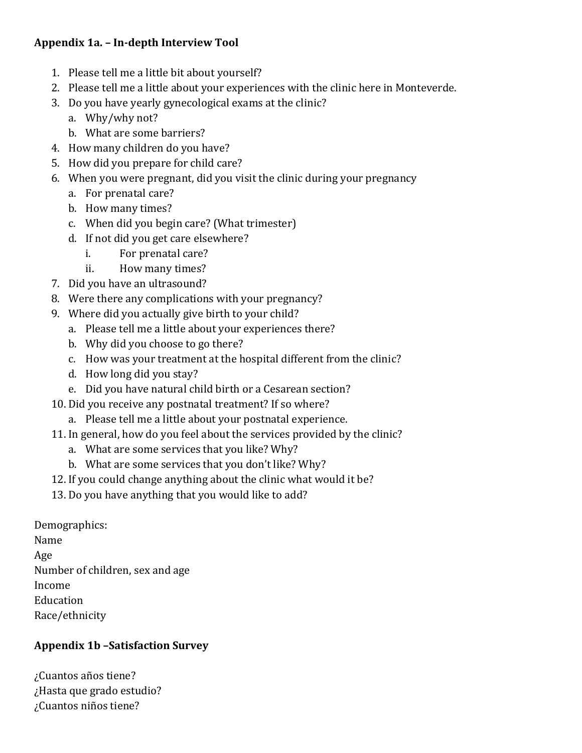**Appendix 1a. – In-depth Interview Tool**

1. Please tell me a little bit about yourself?
2. Please tell me a little about your experiences with the clinic here in Monteverde.
3. Do you have yearly gynecological exams at the clinic?
   a. Why/why not?
   b. What are some barriers?
4. How many children do you have?
5. How did you prepare for child care?
6. When you were pregnant, did you visit the clinic during your pregnancy
   a. For prenatal care?
   b. How many times?
   c. When did you begin care? (What trimester)
   d. If not did you get care elsewhere?
      i. For prenatal care?
      ii. How many times?
7. Did you have an ultrasound?
8. Were there any complications with your pregnancy?
9. Where did you actually give birth to your child?
   a. Please tell me a little about your experiences there?
   b. Why did you choose to go there?
   c. How was your treatment at the hospital different from the clinic?
   d. How long did you stay?
   e. Did you have natural child birth or a Cesarean section?
10. Did you receive any postnatal treatment? If so where?
    a. Please tell me a little about your postnatal experience.
11. In general, how do you feel about the services provided by the clinic?
    a. What are some services that you like? Why?
    b. What are some services that you don't like? Why?
12. If you could change anything about the clinic what would it be?
13. Do you have anything that you would like to add?

Demographics:
Name
Age
Number of children, sex and age
Income
Education
Race/ethnicity

**Appendix 1b –Satisfaction Survey**

¿Cuantos años tiene?
¿Hasta que grado estudio?
¿Cuantos niños tiene?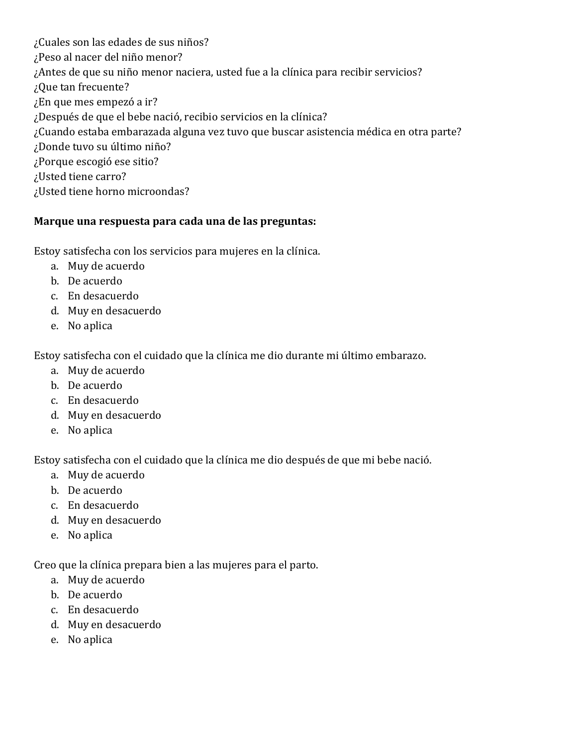¿Cuales son las edades de sus niños?
¿Peso al nacer del niño menor?
¿Antes de que su niño menor naciera, usted fue a la clínica para recibir servicios?
¿Que tan frecuente?
¿En que mes empezó a ir?
¿Después de que el bebe nació, recibio servicios en la clínica?
¿Cuando estaba embarazada alguna vez tuvo que buscar asistencia médica en otra parte?
¿Donde tuvo su último niño?
¿Porque escogió ese sitio?
¿Usted tiene carro?
¿Usted tiene horno microondas?

**Marque una respuesta para cada una de las preguntas:**

Estoy satisfecha con los servicios para mujeres en la clínica.

a. Muy de acuerdo
b. De acuerdo
c. En desacuerdo
d. Muy en desacuerdo
e. No aplica

Estoy satisfecha con el cuidado que la clínica me dio durante mi último embarazo.

a. Muy de acuerdo
b. De acuerdo
c. En desacuerdo
d. Muy en desacuerdo
e. No aplica

Estoy satisfecha con el cuidado que la clínica me dio después de que mi bebe nació.

a. Muy de acuerdo
b. De acuerdo
c. En desacuerdo
d. Muy en desacuerdo
e. No aplica

Creo que la clínica prepara bien a las mujeres para el parto.

a. Muy de acuerdo
b. De acuerdo
c. En desacuerdo
d. Muy en desacuerdo
e. No aplica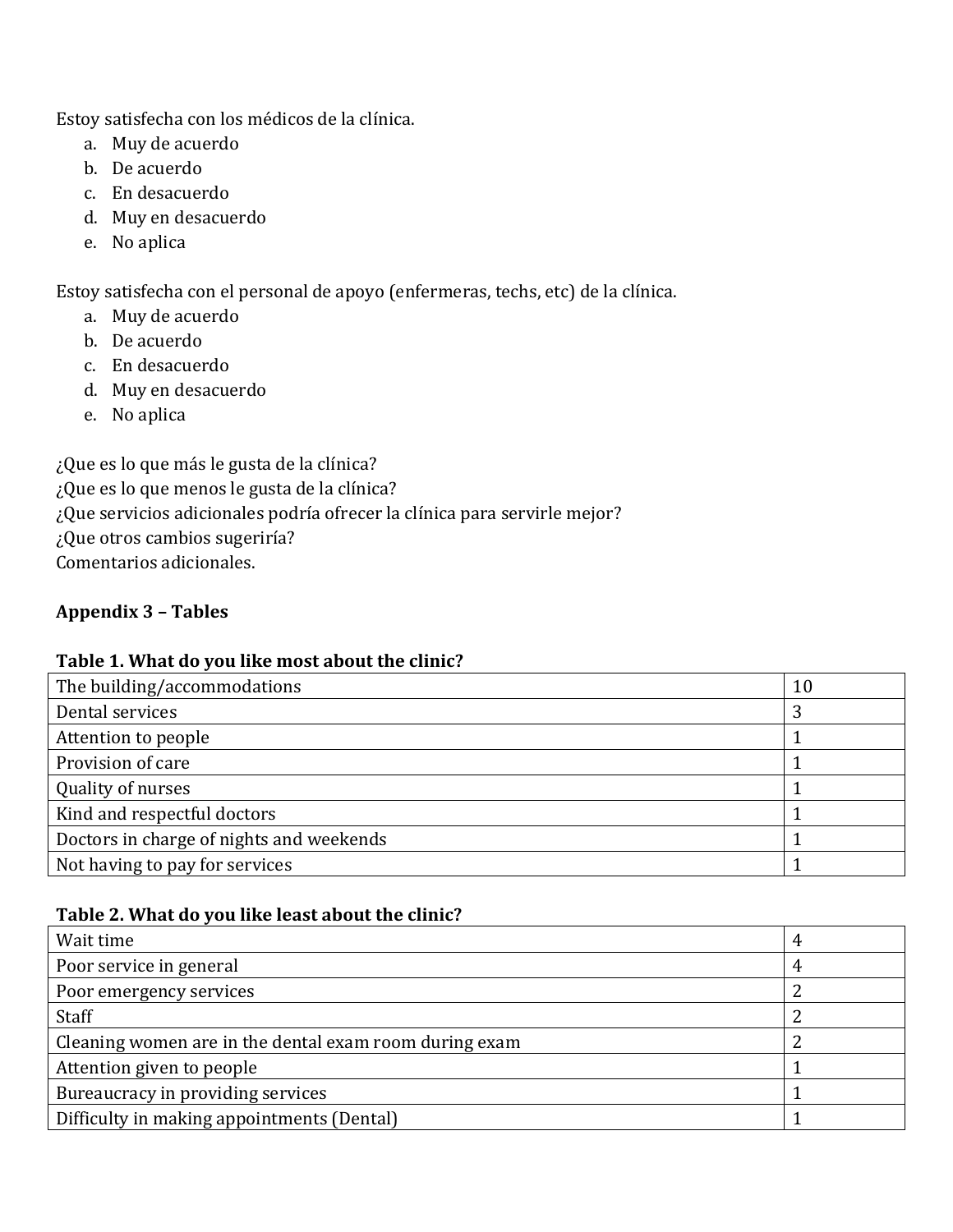Estoy satisfecha con los médicos de la clínica.

a. Muy de acuerdo
b. De acuerdo
c. En desacuerdo
d. Muy en desacuerdo
e. No aplica

Estoy satisfecha con el personal de apoyo (enfermeras, techs, etc) de la clínica.

a. Muy de acuerdo
b. De acuerdo
c. En desacuerdo
d. Muy en desacuerdo
e. No aplica

¿Que es lo que más le gusta de la clínica?
¿Que es lo que menos le gusta de la clínica?
¿Que servicios adicionales podría ofrecer la clínica para servirle mejor?
¿Que otros cambios sugeriría?
Comentarios adicionales.

**Appendix 3 – Tables**

**Table 1. What do you like most about the clinic?**

| | |
|---|---|
| The building/accommodations | 10 |
| Dental services | 3 |
| Attention to people | 1 |
| Provision of care | 1 |
| Quality of nurses | 1 |
| Kind and respectful doctors | 1 |
| Doctors in charge of nights and weekends | 1 |
| Not having to pay for services | 1 |

**Table 2. What do you like least about the clinic?**

| | |
|---|---|
| Wait time | 4 |
| Poor service in general | 4 |
| Poor emergency services | 2 |
| Staff | 2 |
| Cleaning women are in the dental exam room during exam | 2 |
| Attention given to people | 1 |
| Bureaucracy in providing services | 1 |
| Difficulty in making appointments (Dental) | 1 |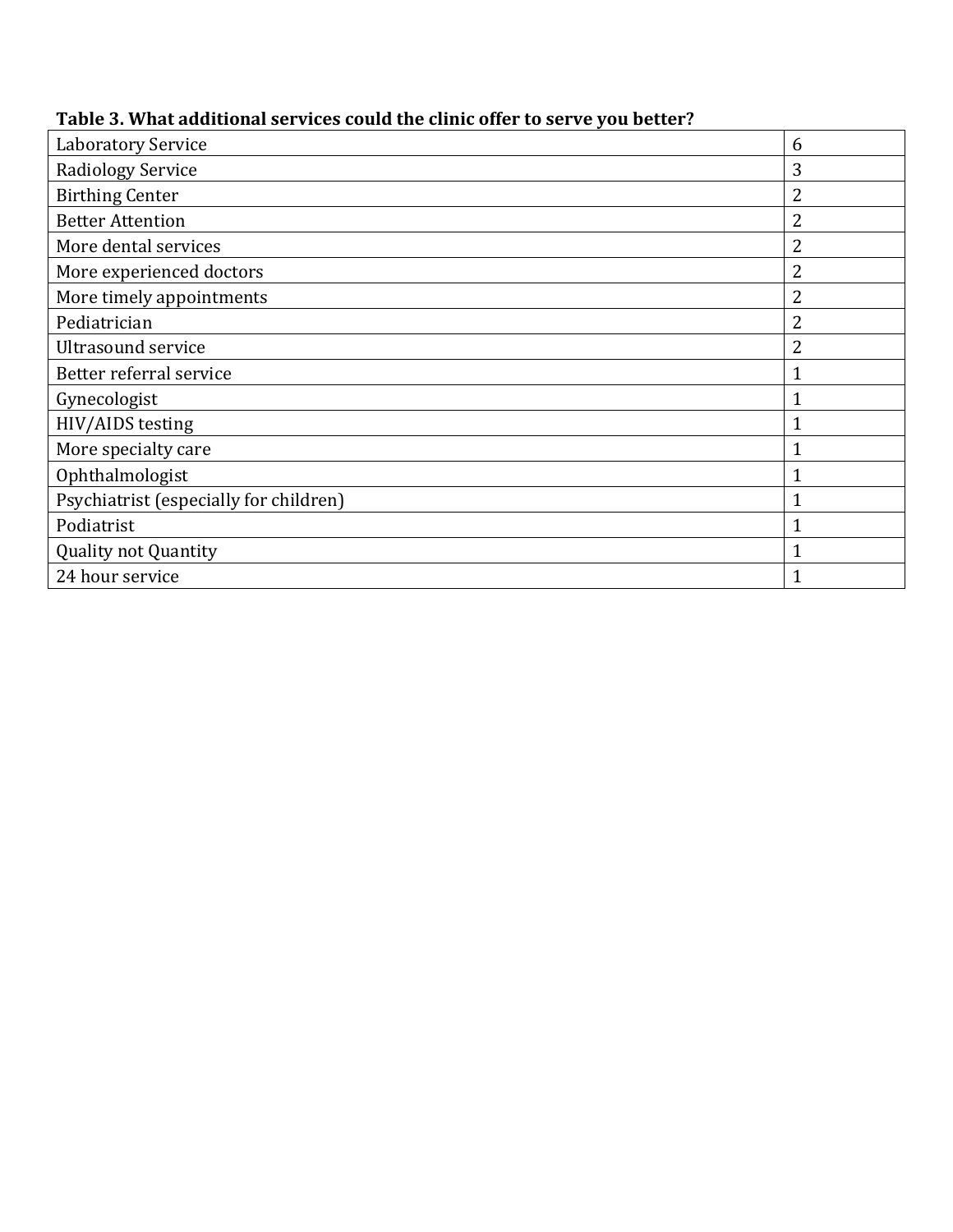**Table 3. What additional services could the clinic offer to serve you better?**

| | |
|---|---|
| Laboratory Service | 6 |
| Radiology Service | 3 |
| Birthing Center | 2 |
| Better Attention | 2 |
| More dental services | 2 |
| More experienced doctors | 2 |
| More timely appointments | 2 |
| Pediatrician | 2 |
| Ultrasound service | 2 |
| Better referral service | 1 |
| Gynecologist | 1 |
| HIV/AIDS testing | 1 |
| More specialty care | 1 |
| Ophthalmologist | 1 |
| Psychiatrist (especially for children) | 1 |
| Podiatrist | 1 |
| Quality not Quantity | 1 |
| 24 hour service | 1 |